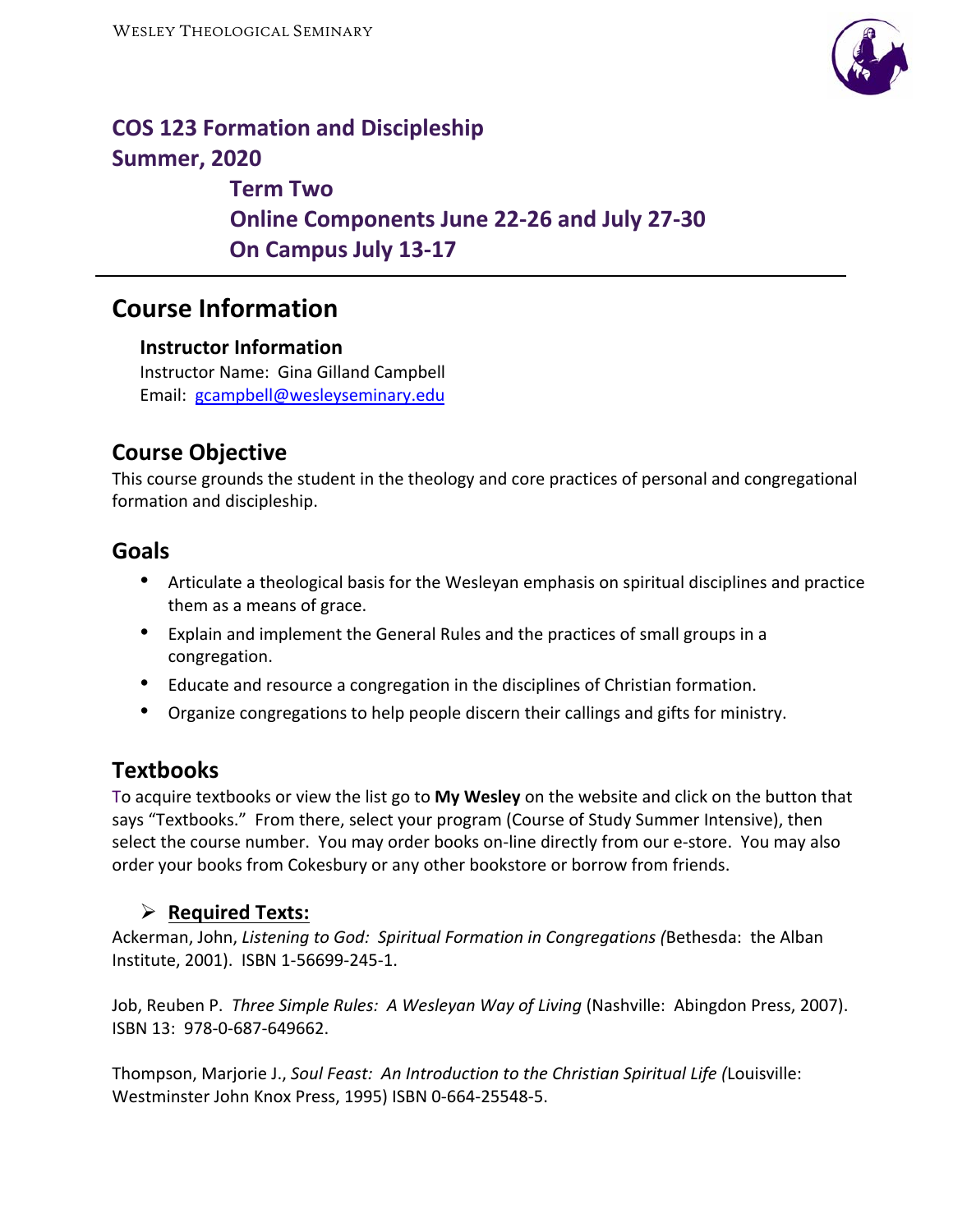Wesley Theological Seminary

# COS 123 Formation and Discipleship
# Summer, 2020
## Term Two
## Online Components June 22-26 and July 27-30
## On Campus July 13-17

# Course Information

### Instructor Information

Instructor Name: Gina Gilland Campbell
Email: gcampbell@wesleyseminary.edu

## Course Objective

This course grounds the student in the theology and core practices of personal and congregational formation and discipleship.

## Goals

- Articulate a theological basis for the Wesleyan emphasis on spiritual disciplines and practice them as a means of grace.
- Explain and implement the General Rules and the practices of small groups in a congregation.
- Educate and resource a congregation in the disciplines of Christian formation.
- Organize congregations to help people discern their callings and gifts for ministry.

## Textbooks

To acquire textbooks or view the list go to **My Wesley** on the website and click on the button that says "Textbooks." From there, select your program (Course of Study Summer Intensive), then select the course number. You may order books on-line directly from our e-store. You may also order your books from Cokesbury or any other bookstore or borrow from friends.

- **Required Texts:**

Ackerman, John, *Listening to God: Spiritual Formation in Congregations (*Bethesda: the Alban Institute, 2001). ISBN 1-56699-245-1.

Job, Reuben P. *Three Simple Rules: A Wesleyan Way of Living* (Nashville: Abingdon Press, 2007). ISBN 13: 978-0-687-649662.

Thompson, Marjorie J., *Soul Feast: An Introduction to the Christian Spiritual Life (*Louisville: Westminster John Knox Press, 1995) ISBN 0-664-25548-5.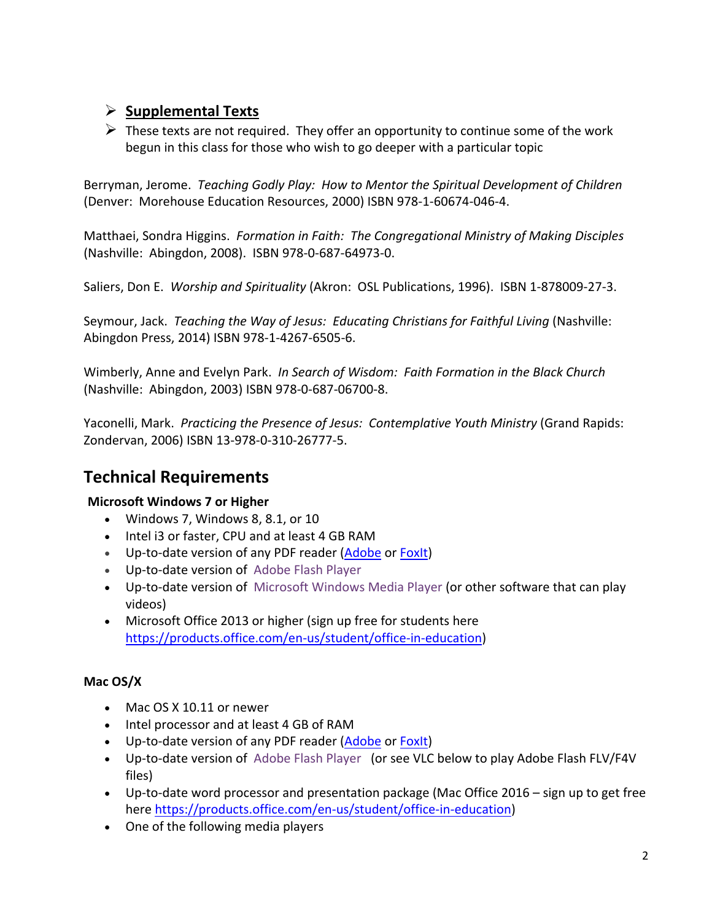- **Supplemental Texts**
- These texts are not required. They offer an opportunity to continue some of the work begun in this class for those who wish to go deeper with a particular topic

Berryman, Jerome. *Teaching Godly Play: How to Mentor the Spiritual Development of Children* (Denver: Morehouse Education Resources, 2000) ISBN 978-1-60674-046-4.

Matthaei, Sondra Higgins. *Formation in Faith: The Congregational Ministry of Making Disciples* (Nashville: Abingdon, 2008). ISBN 978-0-687-64973-0.

Saliers, Don E. *Worship and Spirituality* (Akron: OSL Publications, 1996). ISBN 1-878009-27-3.

Seymour, Jack. *Teaching the Way of Jesus: Educating Christians for Faithful Living* (Nashville: Abingdon Press, 2014) ISBN 978-1-4267-6505-6.

Wimberly, Anne and Evelyn Park. *In Search of Wisdom: Faith Formation in the Black Church* (Nashville: Abingdon, 2003) ISBN 978-0-687-06700-8.

Yaconelli, Mark. *Practicing the Presence of Jesus: Contemplative Youth Ministry* (Grand Rapids: Zondervan, 2006) ISBN 13-978-0-310-26777-5.

## Technical Requirements

**Microsoft Windows 7 or Higher**

- Windows 7, Windows 8, 8.1, or 10
- Intel i3 or faster, CPU and at least 4 GB RAM
- Up-to-date version of any PDF reader (Adobe or FoxIt)
- Up-to-date version of Adobe Flash Player
- Up-to-date version of Microsoft Windows Media Player (or other software that can play videos)
- Microsoft Office 2013 or higher (sign up free for students here https://products.office.com/en-us/student/office-in-education)

**Mac OS/X**

- Mac OS X 10.11 or newer
- Intel processor and at least 4 GB of RAM
- Up-to-date version of any PDF reader (Adobe or FoxIt)
- Up-to-date version of Adobe Flash Player (or see VLC below to play Adobe Flash FLV/F4V files)
- Up-to-date word processor and presentation package (Mac Office 2016 – sign up to get free here https://products.office.com/en-us/student/office-in-education)
- One of the following media players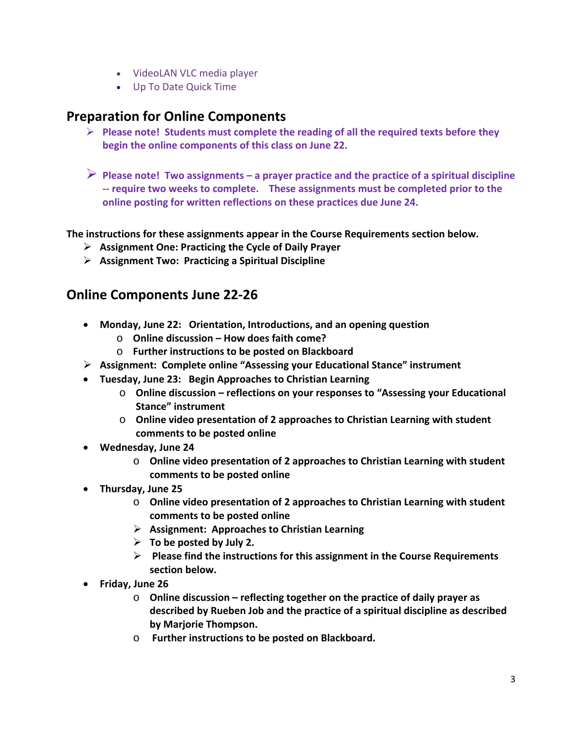- VideoLAN VLC media player
- Up To Date Quick Time

## Preparation for Online Components

- **Please note! Students must complete the reading of all the required texts before they begin the online components of this class on June 22.**
- **Please note! Two assignments – a prayer practice and the practice of a spiritual discipline -- require two weeks to complete. These assignments must be completed prior to the online posting for written reflections on these practices due June 24.**

**The instructions for these assignments appear in the Course Requirements section below.**

- **Assignment One: Practicing the Cycle of Daily Prayer**
- **Assignment Two: Practicing a Spiritual Discipline**

## Online Components June 22-26

- **Monday, June 22: Orientation, Introductions, and an opening question**
  - **Online discussion – How does faith come?**
  - **Further instructions to be posted on Blackboard**
- **Assignment: Complete online "Assessing your Educational Stance" instrument**
- **Tuesday, June 23: Begin Approaches to Christian Learning**
  - **Online discussion – reflections on your responses to "Assessing your Educational Stance" instrument**
  - **Online video presentation of 2 approaches to Christian Learning with student comments to be posted online**
- **Wednesday, June 24**
  - **Online video presentation of 2 approaches to Christian Learning with student comments to be posted online**
- **Thursday, June 25**
  - **Online video presentation of 2 approaches to Christian Learning with student comments to be posted online**
  - **Assignment: Approaches to Christian Learning**
  - **To be posted by July 2.**
  - **Please find the instructions for this assignment in the Course Requirements section below.**
- **Friday, June 26**
  - **Online discussion – reflecting together on the practice of daily prayer as described by Rueben Job and the practice of a spiritual discipline as described by Marjorie Thompson.**
  - **Further instructions to be posted on Blackboard.**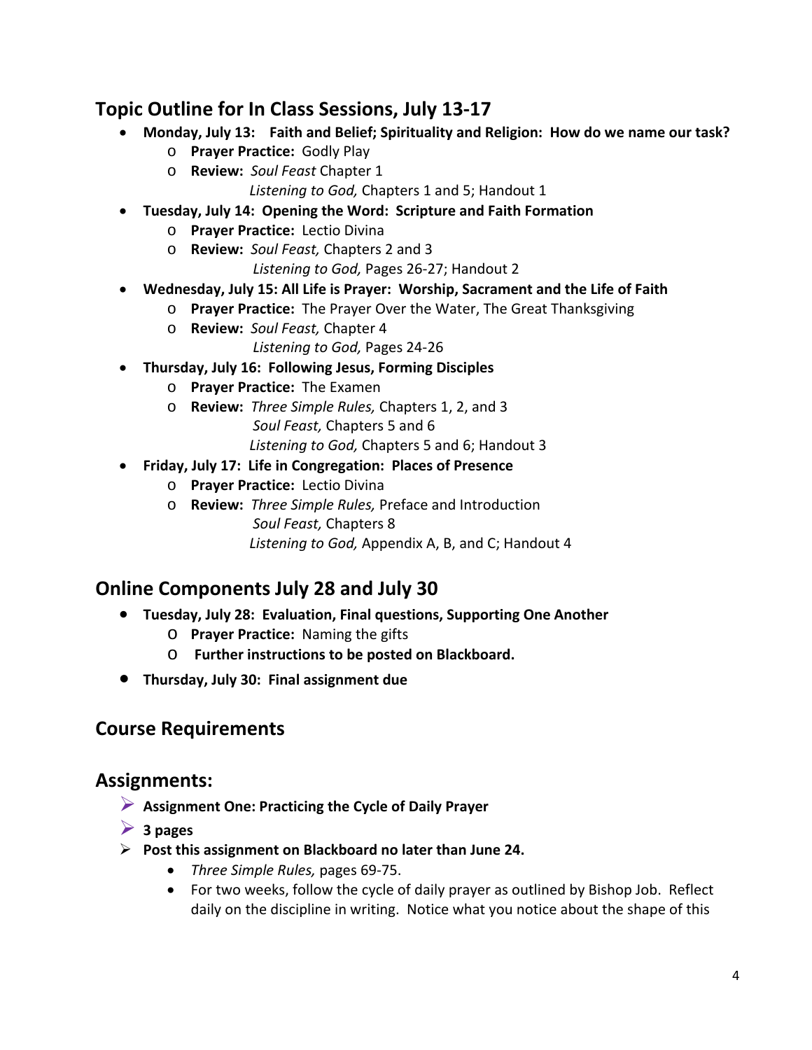## Topic Outline for In Class Sessions, July 13-17

- **Monday, July 13: Faith and Belief; Spirituality and Religion: How do we name our task?**
  - **Prayer Practice:** Godly Play
  - **Review:** *Soul Feast* Chapter 1
    *Listening to God,* Chapters 1 and 5; Handout 1
- **Tuesday, July 14: Opening the Word: Scripture and Faith Formation**
  - **Prayer Practice:** Lectio Divina
  - **Review:** *Soul Feast,* Chapters 2 and 3
    *Listening to God,* Pages 26-27; Handout 2
- **Wednesday, July 15: All Life is Prayer: Worship, Sacrament and the Life of Faith**
  - **Prayer Practice:** The Prayer Over the Water, The Great Thanksgiving
  - **Review:** *Soul Feast,* Chapter 4
    *Listening to God,* Pages 24-26
- **Thursday, July 16: Following Jesus, Forming Disciples**
  - **Prayer Practice:** The Examen
  - **Review:** *Three Simple Rules,* Chapters 1, 2, and 3
    *Soul Feast,* Chapters 5 and 6
    *Listening to God,* Chapters 5 and 6; Handout 3
- **Friday, July 17: Life in Congregation: Places of Presence**
  - **Prayer Practice:** Lectio Divina
  - **Review:** *Three Simple Rules,* Preface and Introduction
    *Soul Feast,* Chapters 8
    *Listening to God,* Appendix A, B, and C; Handout 4

## Online Components July 28 and July 30

- **Tuesday, July 28: Evaluation, Final questions, Supporting One Another**
  - **Prayer Practice:** Naming the gifts
  - **Further instructions to be posted on Blackboard.**
- **Thursday, July 30: Final assignment due**

## Course Requirements

## Assignments:

- **Assignment One: Practicing the Cycle of Daily Prayer**
- **3 pages**
- **Post this assignment on Blackboard no later than June 24.**
  - *Three Simple Rules,* pages 69-75.
  - For two weeks, follow the cycle of daily prayer as outlined by Bishop Job. Reflect daily on the discipline in writing. Notice what you notice about the shape of this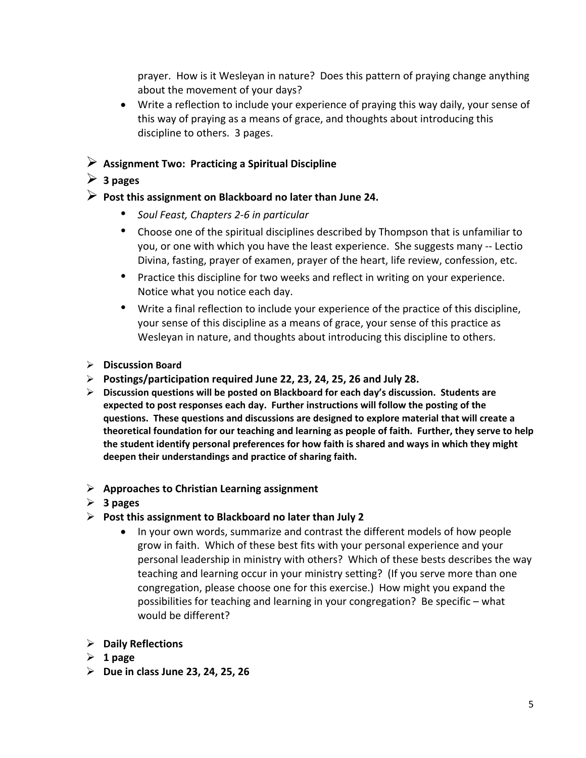prayer. How is it Wesleyan in nature? Does this pattern of praying change anything about the movement of your days?

- Write a reflection to include your experience of praying this way daily, your sense of this way of praying as a means of grace, and thoughts about introducing this discipline to others. 3 pages.

- **Assignment Two: Practicing a Spiritual Discipline**
- **3 pages**
- **Post this assignment on Blackboard no later than June 24.**
  - *Soul Feast, Chapters 2-6 in particular*
  - Choose one of the spiritual disciplines described by Thompson that is unfamiliar to you, or one with which you have the least experience. She suggests many -- Lectio Divina, fasting, prayer of examen, prayer of the heart, life review, confession, etc.
  - Practice this discipline for two weeks and reflect in writing on your experience. Notice what you notice each day.
  - Write a final reflection to include your experience of the practice of this discipline, your sense of this discipline as a means of grace, your sense of this practice as Wesleyan in nature, and thoughts about introducing this discipline to others.

- **Discussion Board**
- **Postings/participation required June 22, 23, 24, 25, 26 and July 28.**
- **Discussion questions will be posted on Blackboard for each day's discussion. Students are expected to post responses each day. Further instructions will follow the posting of the questions. These questions and discussions are designed to explore material that will create a theoretical foundation for our teaching and learning as people of faith. Further, they serve to help the student identify personal preferences for how faith is shared and ways in which they might deepen their understandings and practice of sharing faith.**

- **Approaches to Christian Learning assignment**
- **3 pages**
- **Post this assignment to Blackboard no later than July 2**
  - In your own words, summarize and contrast the different models of how people grow in faith. Which of these best fits with your personal experience and your personal leadership in ministry with others? Which of these bests describes the way teaching and learning occur in your ministry setting? (If you serve more than one congregation, please choose one for this exercise.) How might you expand the possibilities for teaching and learning in your congregation? Be specific – what would be different?

- **Daily Reflections**
- **1 page**
- **Due in class June 23, 24, 25, 26**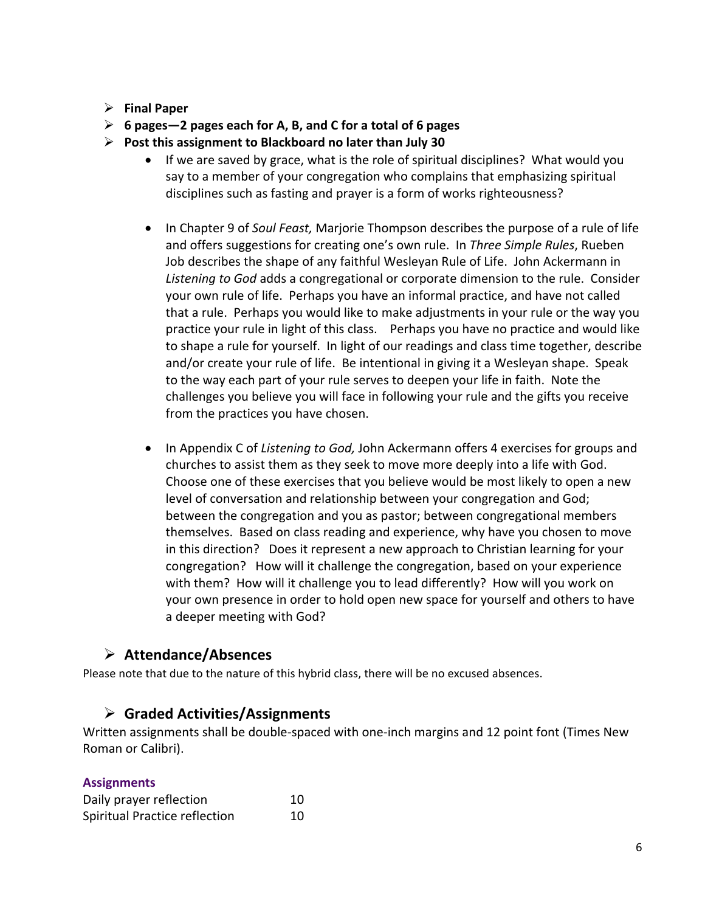- **Final Paper**
- **6 pages—2 pages each for A, B, and C for a total of 6 pages**
- **Post this assignment to Blackboard no later than July 30**
  - If we are saved by grace, what is the role of spiritual disciplines? What would you say to a member of your congregation who complains that emphasizing spiritual disciplines such as fasting and prayer is a form of works righteousness?

  - In Chapter 9 of *Soul Feast,* Marjorie Thompson describes the purpose of a rule of life and offers suggestions for creating one's own rule. In *Three Simple Rules*, Rueben Job describes the shape of any faithful Wesleyan Rule of Life. John Ackermann in *Listening to God* adds a congregational or corporate dimension to the rule. Consider your own rule of life. Perhaps you have an informal practice, and have not called that a rule. Perhaps you would like to make adjustments in your rule or the way you practice your rule in light of this class. Perhaps you have no practice and would like to shape a rule for yourself. In light of our readings and class time together, describe and/or create your rule of life. Be intentional in giving it a Wesleyan shape. Speak to the way each part of your rule serves to deepen your life in faith. Note the challenges you believe you will face in following your rule and the gifts you receive from the practices you have chosen.

  - In Appendix C of *Listening to God,* John Ackermann offers 4 exercises for groups and churches to assist them as they seek to move more deeply into a life with God. Choose one of these exercises that you believe would be most likely to open a new level of conversation and relationship between your congregation and God; between the congregation and you as pastor; between congregational members themselves. Based on class reading and experience, why have you chosen to move in this direction? Does it represent a new approach to Christian learning for your congregation? How will it challenge the congregation, based on your experience with them? How will it challenge you to lead differently? How will you work on your own presence in order to hold open new space for yourself and others to have a deeper meeting with God?

## Attendance/Absences

Please note that due to the nature of this hybrid class, there will be no excused absences.

## Graded Activities/Assignments

Written assignments shall be double-spaced with one-inch margins and 12 point font (Times New Roman or Calibri).

**Assignments**

| | |
|---|---|
| Daily prayer reflection | 10 |
| Spiritual Practice reflection | 10 |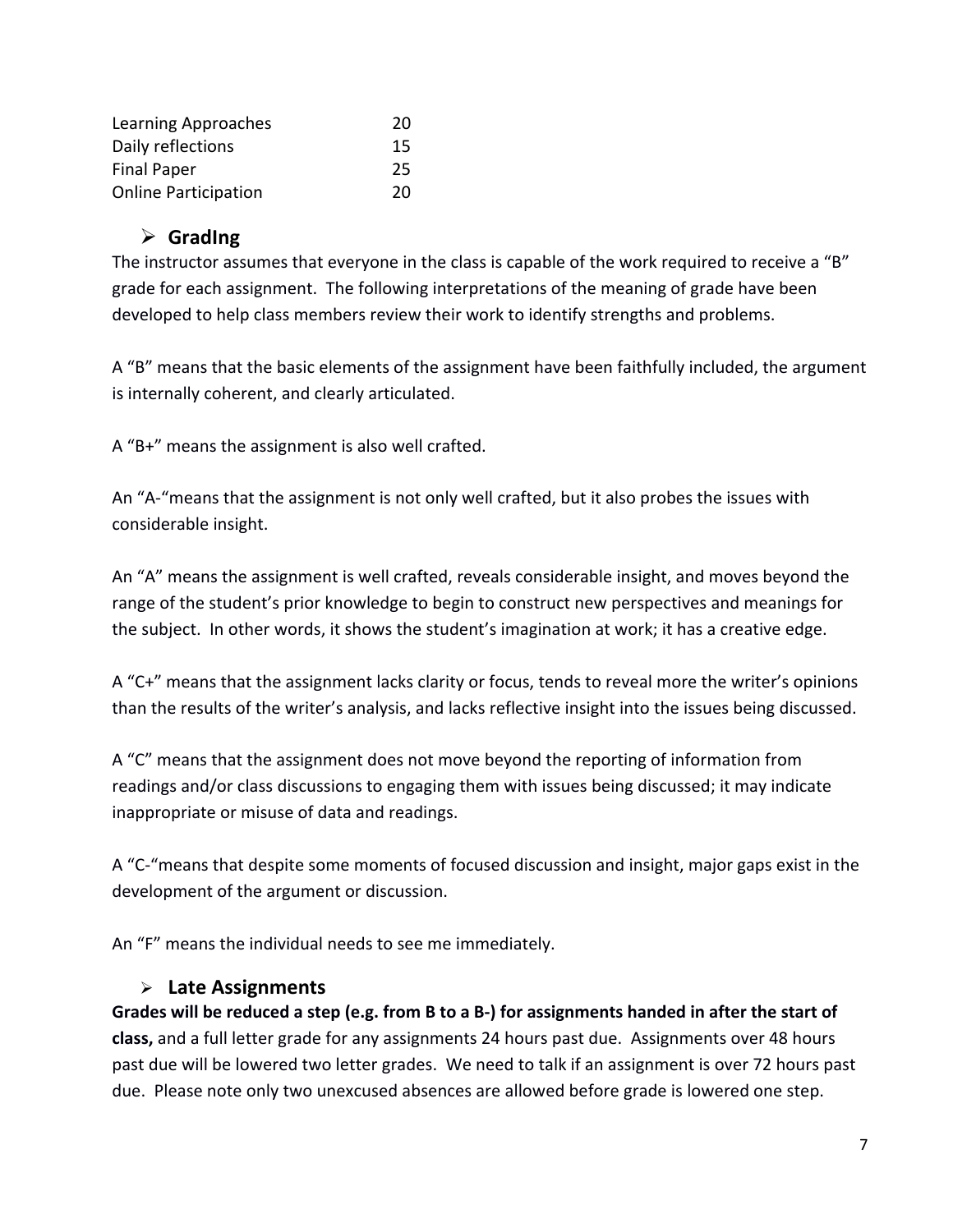| | |
|---|---|
| Learning Approaches | 20 |
| Daily reflections | 15 |
| Final Paper | 25 |
| Online Participation | 20 |

### GradIng

The instructor assumes that everyone in the class is capable of the work required to receive a "B" grade for each assignment. The following interpretations of the meaning of grade have been developed to help class members review their work to identify strengths and problems.

A "B" means that the basic elements of the assignment have been faithfully included, the argument is internally coherent, and clearly articulated.

A "B+" means the assignment is also well crafted.

An "A-"means that the assignment is not only well crafted, but it also probes the issues with considerable insight.

An "A" means the assignment is well crafted, reveals considerable insight, and moves beyond the range of the student's prior knowledge to begin to construct new perspectives and meanings for the subject. In other words, it shows the student's imagination at work; it has a creative edge.

A "C+" means that the assignment lacks clarity or focus, tends to reveal more the writer's opinions than the results of the writer's analysis, and lacks reflective insight into the issues being discussed.

A "C" means that the assignment does not move beyond the reporting of information from readings and/or class discussions to engaging them with issues being discussed; it may indicate inappropriate or misuse of data and readings.

A "C-"means that despite some moments of focused discussion and insight, major gaps exist in the development of the argument or discussion.

An "F" means the individual needs to see me immediately.

### Late Assignments

**Grades will be reduced a step (e.g. from B to a B-) for assignments handed in after the start of class,** and a full letter grade for any assignments 24 hours past due. Assignments over 48 hours past due will be lowered two letter grades. We need to talk if an assignment is over 72 hours past due. Please note only two unexcused absences are allowed before grade is lowered one step.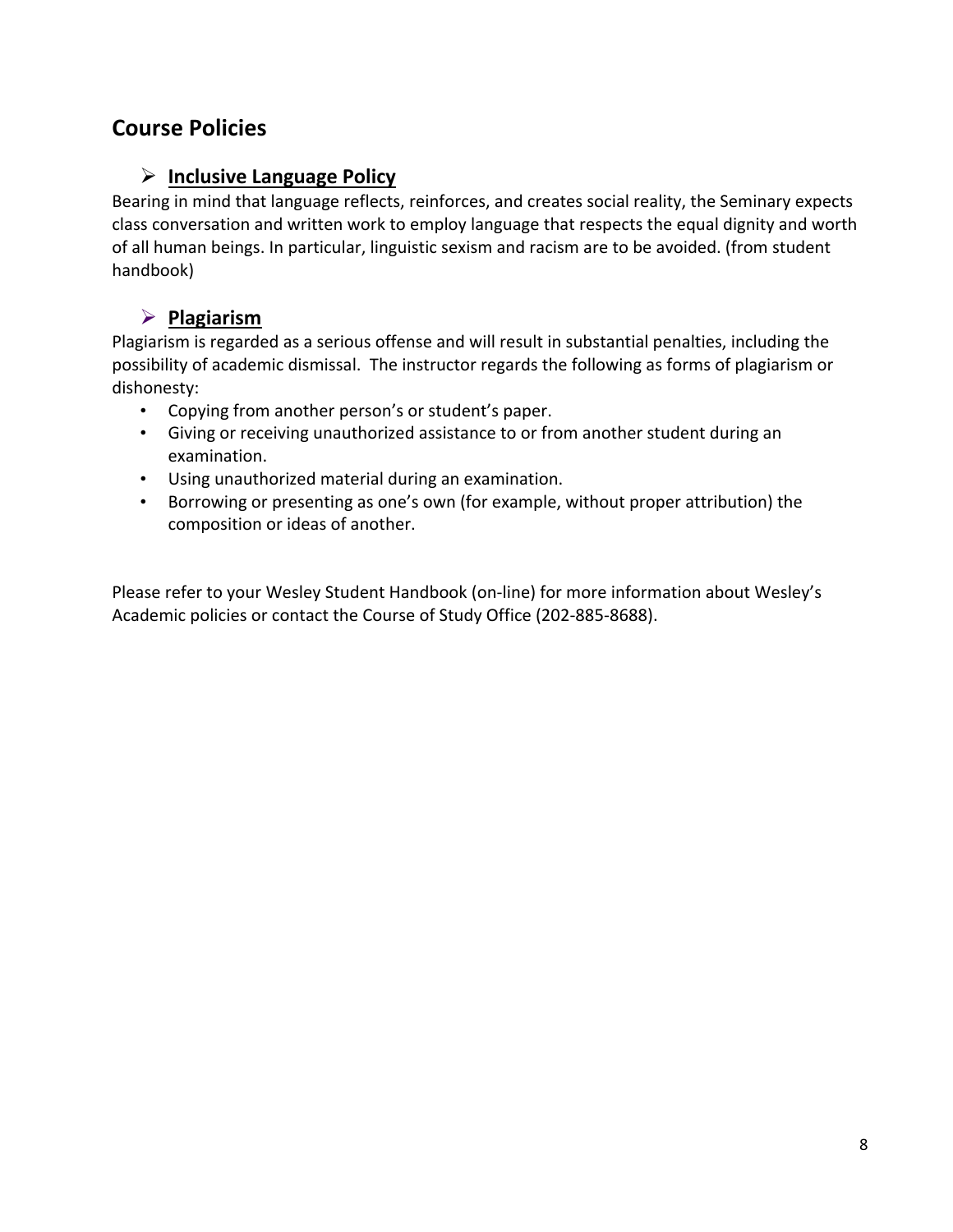## Course Policies

### ➢ Inclusive Language Policy

Bearing in mind that language reflects, reinforces, and creates social reality, the Seminary expects class conversation and written work to employ language that respects the equal dignity and worth of all human beings. In particular, linguistic sexism and racism are to be avoided. (from student handbook)

### ➢ Plagiarism

Plagiarism is regarded as a serious offense and will result in substantial penalties, including the possibility of academic dismissal. The instructor regards the following as forms of plagiarism or dishonesty:

- Copying from another person's or student's paper.
- Giving or receiving unauthorized assistance to or from another student during an examination.
- Using unauthorized material during an examination.
- Borrowing or presenting as one's own (for example, without proper attribution) the composition or ideas of another.

Please refer to your Wesley Student Handbook (on-line) for more information about Wesley's Academic policies or contact the Course of Study Office (202-885-8688).